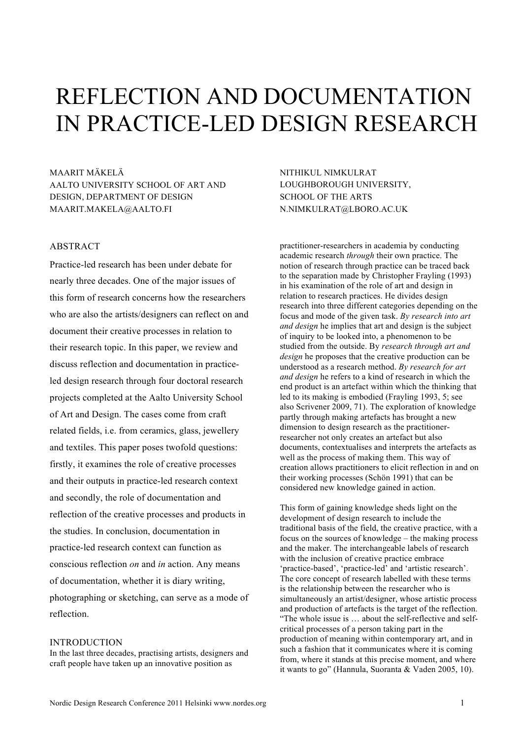# REFLECTION AND DOCUMENTATION IN PRACTICE-LED DESIGN RESEARCH

MAARIT MÄKELÄ
AALTO UNIVERSITY SCHOOL OF ART AND DESIGN, DEPARTMENT OF DESIGN
MAARIT.MAKELA@AALTO.FI

NITHIKUL NIMKULRAT
LOUGHBOROUGH UNIVERSITY, SCHOOL OF THE ARTS
N.NIMKULRAT@LBORO.AC.UK

## ABSTRACT

Practice-led research has been under debate for nearly three decades. One of the major issues of this form of research concerns how the researchers who are also the artists/designers can reflect on and document their creative processes in relation to their research topic. In this paper, we review and discuss reflection and documentation in practice-led design research through four doctoral research projects completed at the Aalto University School of Art and Design. The cases come from craft related fields, i.e. from ceramics, glass, jewellery and textiles. This paper poses twofold questions: firstly, it examines the role of creative processes and their outputs in practice-led research context and secondly, the role of documentation and reflection of the creative processes and products in the studies. In conclusion, documentation in practice-led research context can function as conscious reflection *on* and *in* action. Any means of documentation, whether it is diary writing, photographing or sketching, can serve as a mode of reflection.

## INTRODUCTION

In the last three decades, practising artists, designers and craft people have taken up an innovative position as practitioner-researchers in academia by conducting academic research *through* their own practice. The notion of research through practice can be traced back to the separation made by Christopher Frayling (1993) in his examination of the role of art and design in relation to research practices. He divides design research into three different categories depending on the focus and mode of the given task. *By research into art and design* he implies that art and design is the subject of inquiry to be looked into, a phenomenon to be studied from the outside. By *research through art and design* he proposes that the creative production can be understood as a research method. *By research for art and design* he refers to a kind of research in which the end product is an artefact within which the thinking that led to its making is embodied (Frayling 1993, 5; see also Scrivener 2009, 71). The exploration of knowledge partly through making artefacts has brought a new dimension to design research as the practitioner-researcher not only creates an artefact but also documents, contextualises and interprets the artefacts as well as the process of making them. This way of creation allows practitioners to elicit reflection in and on their working processes (Schön 1991) that can be considered new knowledge gained in action.

This form of gaining knowledge sheds light on the development of design research to include the traditional basis of the field, the creative practice, with a focus on the sources of knowledge – the making process and the maker. The interchangeable labels of research with the inclusion of creative practice embrace 'practice-based', 'practice-led' and 'artistic research'. The core concept of research labelled with these terms is the relationship between the researcher who is simultaneously an artist/designer, whose artistic process and production of artefacts is the target of the reflection. "The whole issue is … about the self-reflective and self-critical processes of a person taking part in the production of meaning within contemporary art, and in such a fashion that it communicates where it is coming from, where it stands at this precise moment, and where it wants to go" (Hannula, Suoranta & Vaden 2005, 10).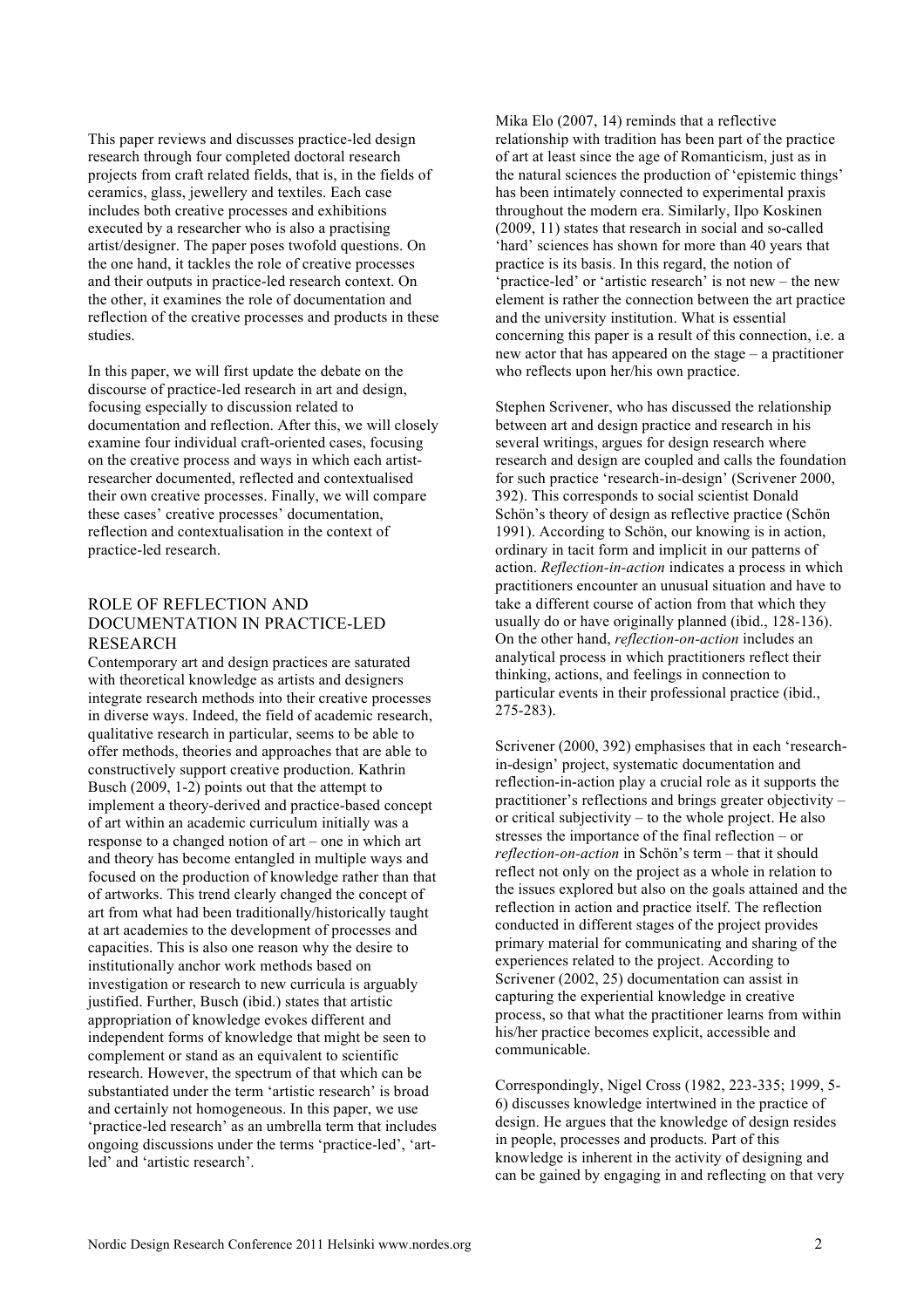This paper reviews and discusses practice-led design research through four completed doctoral research projects from craft related fields, that is, in the fields of ceramics, glass, jewellery and textiles. Each case includes both creative processes and exhibitions executed by a researcher who is also a practising artist/designer. The paper poses twofold questions. On the one hand, it tackles the role of creative processes and their outputs in practice-led research context. On the other, it examines the role of documentation and reflection of the creative processes and products in these studies.

In this paper, we will first update the debate on the discourse of practice-led research in art and design, focusing especially to discussion related to documentation and reflection. After this, we will closely examine four individual craft-oriented cases, focusing on the creative process and ways in which each artist-researcher documented, reflected and contextualised their own creative processes. Finally, we will compare these cases' creative processes' documentation, reflection and contextualisation in the context of practice-led research.

## ROLE OF REFLECTION AND DOCUMENTATION IN PRACTICE-LED RESEARCH

Contemporary art and design practices are saturated with theoretical knowledge as artists and designers integrate research methods into their creative processes in diverse ways. Indeed, the field of academic research, qualitative research in particular, seems to be able to offer methods, theories and approaches that are able to constructively support creative production. Kathrin Busch (2009, 1-2) points out that the attempt to implement a theory-derived and practice-based concept of art within an academic curriculum initially was a response to a changed notion of art – one in which art and theory has become entangled in multiple ways and focused on the production of knowledge rather than that of artworks. This trend clearly changed the concept of art from what had been traditionally/historically taught at art academies to the development of processes and capacities. This is also one reason why the desire to institutionally anchor work methods based on investigation or research to new curricula is arguably justified. Further, Busch (ibid.) states that artistic appropriation of knowledge evokes different and independent forms of knowledge that might be seen to complement or stand as an equivalent to scientific research. However, the spectrum of that which can be substantiated under the term 'artistic research' is broad and certainly not homogeneous. In this paper, we use 'practice-led research' as an umbrella term that includes ongoing discussions under the terms 'practice-led', 'art-led' and 'artistic research'.

Mika Elo (2007, 14) reminds that a reflective relationship with tradition has been part of the practice of art at least since the age of Romanticism, just as in the natural sciences the production of 'epistemic things' has been intimately connected to experimental praxis throughout the modern era. Similarly, Ilpo Koskinen (2009, 11) states that research in social and so-called 'hard' sciences has shown for more than 40 years that practice is its basis. In this regard, the notion of 'practice-led' or 'artistic research' is not new – the new element is rather the connection between the art practice and the university institution. What is essential concerning this paper is a result of this connection, i.e. a new actor that has appeared on the stage – a practitioner who reflects upon her/his own practice.

Stephen Scrivener, who has discussed the relationship between art and design practice and research in his several writings, argues for design research where research and design are coupled and calls the foundation for such practice 'research-in-design' (Scrivener 2000, 392). This corresponds to social scientist Donald Schön's theory of design as reflective practice (Schön 1991). According to Schön, our knowing is in action, ordinary in tacit form and implicit in our patterns of action. *Reflection-in-action* indicates a process in which practitioners encounter an unusual situation and have to take a different course of action from that which they usually do or have originally planned (ibid., 128-136). On the other hand, *reflection-on-action* includes an analytical process in which practitioners reflect their thinking, actions, and feelings in connection to particular events in their professional practice (ibid., 275-283).

Scrivener (2000, 392) emphasises that in each 'research-in-design' project, systematic documentation and reflection-in-action play a crucial role as it supports the practitioner's reflections and brings greater objectivity – or critical subjectivity – to the whole project. He also stresses the importance of the final reflection – or *reflection-on-action* in Schön's term – that it should reflect not only on the project as a whole in relation to the issues explored but also on the goals attained and the reflection in action and practice itself. The reflection conducted in different stages of the project provides primary material for communicating and sharing of the experiences related to the project. According to Scrivener (2002, 25) documentation can assist in capturing the experiential knowledge in creative process, so that what the practitioner learns from within his/her practice becomes explicit, accessible and communicable.

Correspondingly, Nigel Cross (1982, 223-335; 1999, 5-6) discusses knowledge intertwined in the practice of design. He argues that the knowledge of design resides in people, processes and products. Part of this knowledge is inherent in the activity of designing and can be gained by engaging in and reflecting on that very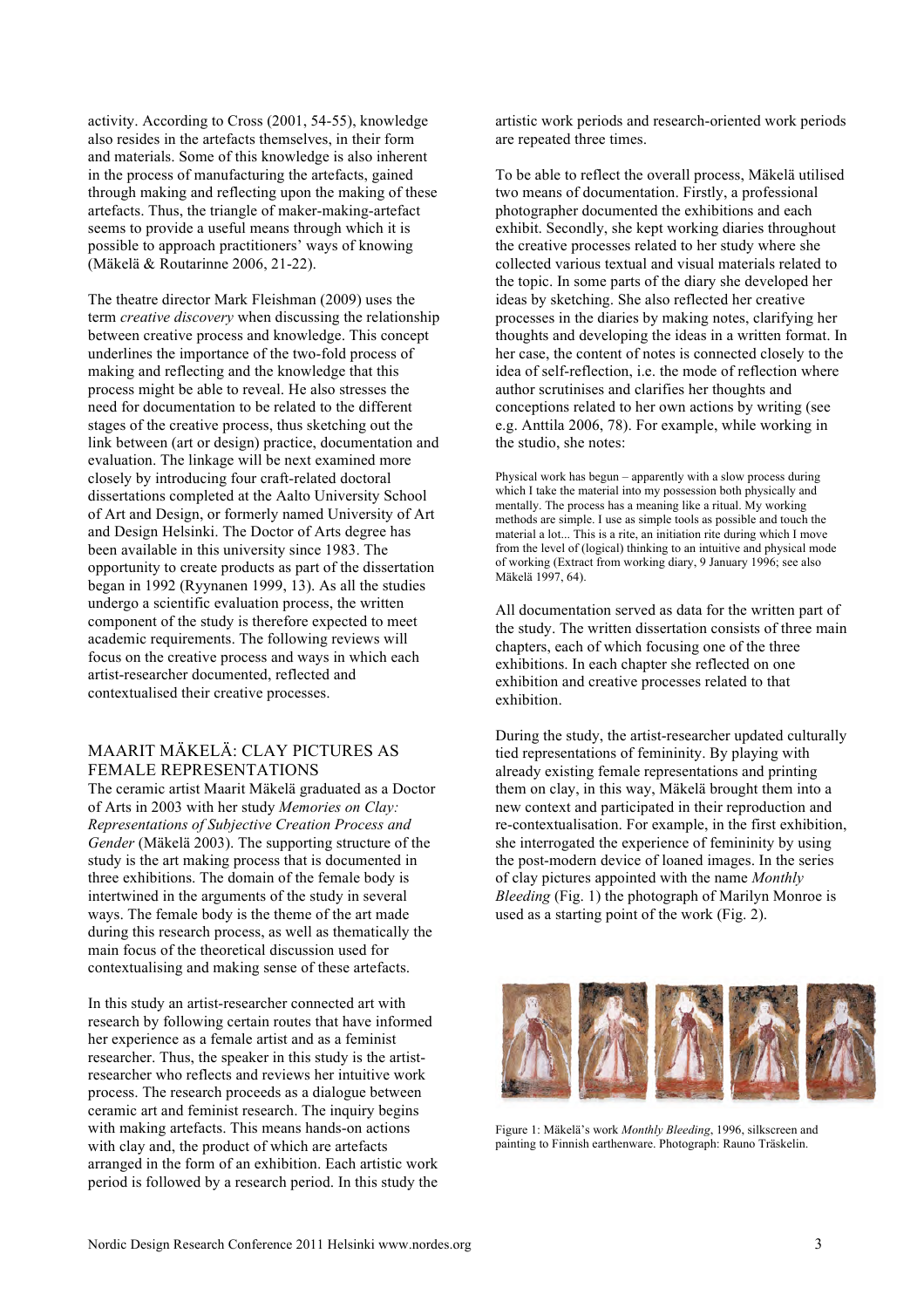activity. According to Cross (2001, 54-55), knowledge also resides in the artefacts themselves, in their form and materials. Some of this knowledge is also inherent in the process of manufacturing the artefacts, gained through making and reflecting upon the making of these artefacts. Thus, the triangle of maker-making-artefact seems to provide a useful means through which it is possible to approach practitioners' ways of knowing (Mäkelä & Routarinne 2006, 21-22).

The theatre director Mark Fleishman (2009) uses the term *creative discovery* when discussing the relationship between creative process and knowledge. This concept underlines the importance of the two-fold process of making and reflecting and the knowledge that this process might be able to reveal. He also stresses the need for documentation to be related to the different stages of the creative process, thus sketching out the link between (art or design) practice, documentation and evaluation. The linkage will be next examined more closely by introducing four craft-related doctoral dissertations completed at the Aalto University School of Art and Design, or formerly named University of Art and Design Helsinki. The Doctor of Arts degree has been available in this university since 1983. The opportunity to create products as part of the dissertation began in 1992 (Ryynanen 1999, 13). As all the studies undergo a scientific evaluation process, the written component of the study is therefore expected to meet academic requirements. The following reviews will focus on the creative process and ways in which each artist-researcher documented, reflected and contextualised their creative processes.

## MAARIT MÄKELÄ: CLAY PICTURES AS FEMALE REPRESENTATIONS

The ceramic artist Maarit Mäkelä graduated as a Doctor of Arts in 2003 with her study *Memories on Clay: Representations of Subjective Creation Process and Gender* (Mäkelä 2003). The supporting structure of the study is the art making process that is documented in three exhibitions. The domain of the female body is intertwined in the arguments of the study in several ways. The female body is the theme of the art made during this research process, as well as thematically the main focus of the theoretical discussion used for contextualising and making sense of these artefacts.

In this study an artist-researcher connected art with research by following certain routes that have informed her experience as a female artist and as a feminist researcher. Thus, the speaker in this study is the artist-researcher who reflects and reviews her intuitive work process. The research proceeds as a dialogue between ceramic art and feminist research. The inquiry begins with making artefacts. This means hands-on actions with clay and, the product of which are artefacts arranged in the form of an exhibition. Each artistic work period is followed by a research period. In this study the artistic work periods and research-oriented work periods are repeated three times.

To be able to reflect the overall process, Mäkelä utilised two means of documentation. Firstly, a professional photographer documented the exhibitions and each exhibit. Secondly, she kept working diaries throughout the creative processes related to her study where she collected various textual and visual materials related to the topic. In some parts of the diary she developed her ideas by sketching. She also reflected her creative processes in the diaries by making notes, clarifying her thoughts and developing the ideas in a written format. In her case, the content of notes is connected closely to the idea of self-reflection, i.e. the mode of reflection where author scrutinises and clarifies her thoughts and conceptions related to her own actions by writing (see e.g. Anttila 2006, 78). For example, while working in the studio, she notes:

> Physical work has begun – apparently with a slow process during which I take the material into my possession both physically and mentally. The process has a meaning like a ritual. My working methods are simple. I use as simple tools as possible and touch the material a lot... This is a rite, an initiation rite during which I move from the level of (logical) thinking to an intuitive and physical mode of working (Extract from working diary, 9 January 1996; see also Mäkelä 1997, 64).

All documentation served as data for the written part of the study. The written dissertation consists of three main chapters, each of which focusing one of the three exhibitions. In each chapter she reflected on one exhibition and creative processes related to that exhibition.

During the study, the artist-researcher updated culturally tied representations of femininity. By playing with already existing female representations and printing them on clay, in this way, Mäkelä brought them into a new context and participated in their reproduction and re-contextualisation. For example, in the first exhibition, she interrogated the experience of femininity by using the post-modern device of loaned images. In the series of clay pictures appointed with the name *Monthly Bleeding* (Fig. 1) the photograph of Marilyn Monroe is used as a starting point of the work (Fig. 2).

Figure 1: Mäkelä's work *Monthly Bleeding*, 1996, silkscreen and painting to Finnish earthenware. Photograph: Rauno Träskelin.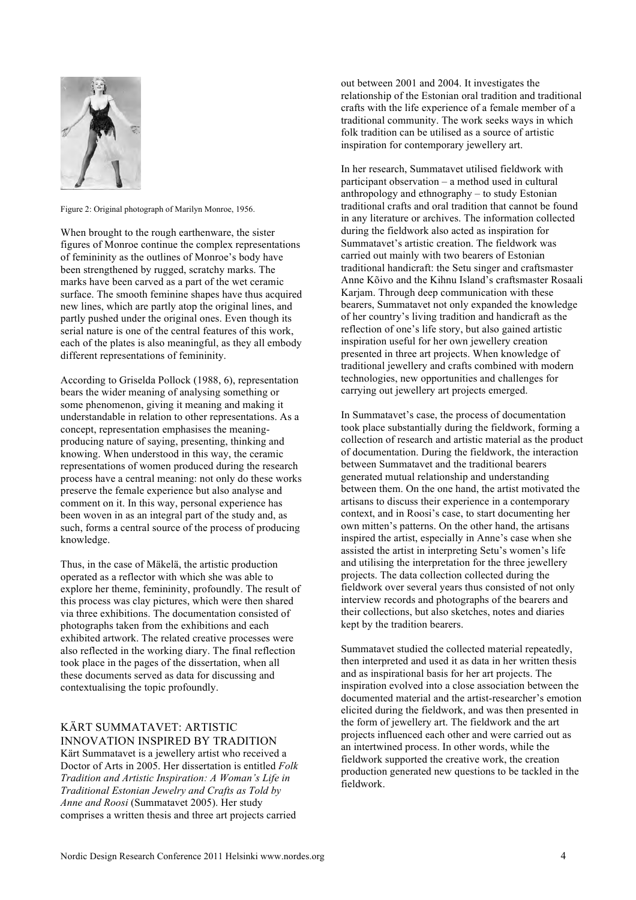Figure 2: Original photograph of Marilyn Monroe, 1956.

When brought to the rough earthenware, the sister figures of Monroe continue the complex representations of femininity as the outlines of Monroe's body have been strengthened by rugged, scratchy marks. The marks have been carved as a part of the wet ceramic surface. The smooth feminine shapes have thus acquired new lines, which are partly atop the original lines, and partly pushed under the original ones. Even though its serial nature is one of the central features of this work, each of the plates is also meaningful, as they all embody different representations of femininity.

According to Griselda Pollock (1988, 6), representation bears the wider meaning of analysing something or some phenomenon, giving it meaning and making it understandable in relation to other representations. As a concept, representation emphasises the meaning-producing nature of saying, presenting, thinking and knowing. When understood in this way, the ceramic representations of women produced during the research process have a central meaning: not only do these works preserve the female experience but also analyse and comment on it. In this way, personal experience has been woven in as an integral part of the study and, as such, forms a central source of the process of producing knowledge.

Thus, in the case of Mäkelä, the artistic production operated as a reflector with which she was able to explore her theme, femininity, profoundly. The result of this process was clay pictures, which were then shared via three exhibitions. The documentation consisted of photographs taken from the exhibitions and each exhibited artwork. The related creative processes were also reflected in the working diary. The final reflection took place in the pages of the dissertation, when all these documents served as data for discussing and contextualising the topic profoundly.

## KÄRT SUMMATAVET: ARTISTIC INNOVATION INSPIRED BY TRADITION

Kärt Summatavet is a jewellery artist who received a Doctor of Arts in 2005. Her dissertation is entitled *Folk Tradition and Artistic Inspiration: A Woman's Life in Traditional Estonian Jewelry and Crafts as Told by Anne and Roosi* (Summatavet 2005). Her study comprises a written thesis and three art projects carried out between 2001 and 2004. It investigates the relationship of the Estonian oral tradition and traditional crafts with the life experience of a female member of a traditional community. The work seeks ways in which folk tradition can be utilised as a source of artistic inspiration for contemporary jewellery art.

In her research, Summatavet utilised fieldwork with participant observation – a method used in cultural anthropology and ethnography – to study Estonian traditional crafts and oral tradition that cannot be found in any literature or archives. The information collected during the fieldwork also acted as inspiration for Summatavet's artistic creation. The fieldwork was carried out mainly with two bearers of Estonian traditional handicraft: the Setu singer and craftsmaster Anne Kõivo and the Kihnu Island's craftsmaster Rosaali Karjam. Through deep communication with these bearers, Summatavet not only expanded the knowledge of her country's living tradition and handicraft as the reflection of one's life story, but also gained artistic inspiration useful for her own jewellery creation presented in three art projects. When knowledge of traditional jewellery and crafts combined with modern technologies, new opportunities and challenges for carrying out jewellery art projects emerged.

In Summatavet's case, the process of documentation took place substantially during the fieldwork, forming a collection of research and artistic material as the product of documentation. During the fieldwork, the interaction between Summatavet and the traditional bearers generated mutual relationship and understanding between them. On the one hand, the artist motivated the artisans to discuss their experience in a contemporary context, and in Roosi's case, to start documenting her own mitten's patterns. On the other hand, the artisans inspired the artist, especially in Anne's case when she assisted the artist in interpreting Setu's women's life and utilising the interpretation for the three jewellery projects. The data collection collected during the fieldwork over several years thus consisted of not only interview records and photographs of the bearers and their collections, but also sketches, notes and diaries kept by the tradition bearers.

Summatavet studied the collected material repeatedly, then interpreted and used it as data in her written thesis and as inspirational basis for her art projects. The inspiration evolved into a close association between the documented material and the artist-researcher's emotion elicited during the fieldwork, and was then presented in the form of jewellery art. The fieldwork and the art projects influenced each other and were carried out as an intertwined process. In other words, while the fieldwork supported the creative work, the creation production generated new questions to be tackled in the fieldwork.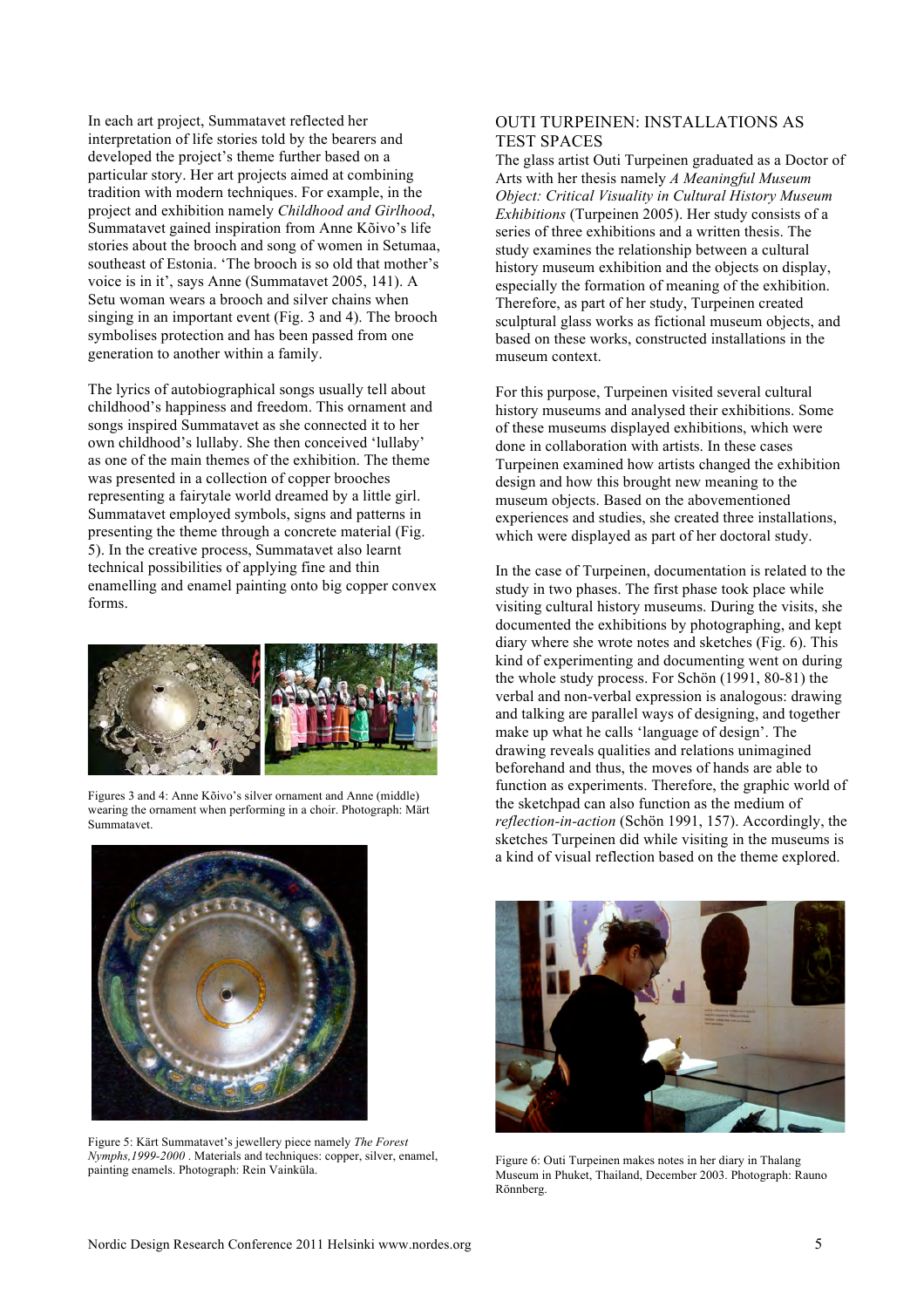In each art project, Summatavet reflected her interpretation of life stories told by the bearers and developed the project's theme further based on a particular story. Her art projects aimed at combining tradition with modern techniques. For example, in the project and exhibition namely *Childhood and Girlhood*, Summatavet gained inspiration from Anne Kõivo's life stories about the brooch and song of women in Setumaa, southeast of Estonia. 'The brooch is so old that mother's voice is in it', says Anne (Summatavet 2005, 141). A Setu woman wears a brooch and silver chains when singing in an important event (Fig. 3 and 4). The brooch symbolises protection and has been passed from one generation to another within a family.

The lyrics of autobiographical songs usually tell about childhood's happiness and freedom. This ornament and songs inspired Summatavet as she connected it to her own childhood's lullaby. She then conceived 'lullaby' as one of the main themes of the exhibition. The theme was presented in a collection of copper brooches representing a fairytale world dreamed by a little girl. Summatavet employed symbols, signs and patterns in presenting the theme through a concrete material (Fig. 5). In the creative process, Summatavet also learnt technical possibilities of applying fine and thin enamelling and enamel painting onto big copper convex forms.

Figures 3 and 4: Anne Kõivo's silver ornament and Anne (middle) wearing the ornament when performing in a choir. Photograph: Märt Summatavet.

Figure 5: Kärt Summatavet's jewellery piece namely *The Forest Nymphs,1999-2000* . Materials and techniques: copper, silver, enamel, painting enamels. Photograph: Rein Vainküla.

## OUTI TURPEINEN: INSTALLATIONS AS TEST SPACES

The glass artist Outi Turpeinen graduated as a Doctor of Arts with her thesis namely *A Meaningful Museum Object: Critical Visuality in Cultural History Museum Exhibitions* (Turpeinen 2005). Her study consists of a series of three exhibitions and a written thesis. The study examines the relationship between a cultural history museum exhibition and the objects on display, especially the formation of meaning of the exhibition. Therefore, as part of her study, Turpeinen created sculptural glass works as fictional museum objects, and based on these works, constructed installations in the museum context.

For this purpose, Turpeinen visited several cultural history museums and analysed their exhibitions. Some of these museums displayed exhibitions, which were done in collaboration with artists. In these cases Turpeinen examined how artists changed the exhibition design and how this brought new meaning to the museum objects. Based on the abovementioned experiences and studies, she created three installations, which were displayed as part of her doctoral study.

In the case of Turpeinen, documentation is related to the study in two phases. The first phase took place while visiting cultural history museums. During the visits, she documented the exhibitions by photographing, and kept diary where she wrote notes and sketches (Fig. 6). This kind of experimenting and documenting went on during the whole study process. For Schön (1991, 80-81) the verbal and non-verbal expression is analogous: drawing and talking are parallel ways of designing, and together make up what he calls 'language of design'. The drawing reveals qualities and relations unimagined beforehand and thus, the moves of hands are able to function as experiments. Therefore, the graphic world of the sketchpad can also function as the medium of *reflection-in-action* (Schön 1991, 157). Accordingly, the sketches Turpeinen did while visiting in the museums is a kind of visual reflection based on the theme explored.

Figure 6: Outi Turpeinen makes notes in her diary in Thalang Museum in Phuket, Thailand, December 2003. Photograph: Rauno Rönnberg.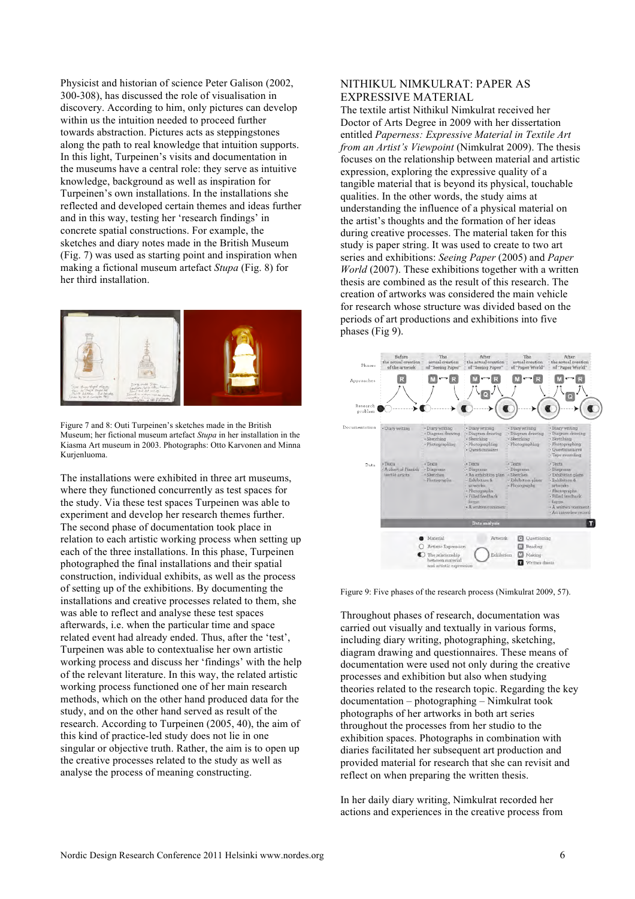Physicist and historian of science Peter Galison (2002, 300-308), has discussed the role of visualisation in discovery. According to him, only pictures can develop within us the intuition needed to proceed further towards abstraction. Pictures acts as steppingstones along the path to real knowledge that intuition supports. In this light, Turpeinen's visits and documentation in the museums have a central role: they serve as intuitive knowledge, background as well as inspiration for Turpeinen's own installations. In the installations she reflected and developed certain themes and ideas further and in this way, testing her 'research findings' in concrete spatial constructions. For example, the sketches and diary notes made in the British Museum (Fig. 7) was used as starting point and inspiration when making a fictional museum artefact *Stupa* (Fig. 8) for her third installation.

Figure 7 and 8: Outi Turpeinen's sketches made in the British Museum; her fictional museum artefact *Stupa* in her installation in the Kiasma Art museum in 2003. Photographs: Otto Karvonen and Minna Kurjenluoma.

The installations were exhibited in three art museums, where they functioned concurrently as test spaces for the study. Via these test spaces Turpeinen was able to experiment and develop her research themes further. The second phase of documentation took place in relation to each artistic working process when setting up each of the three installations. In this phase, Turpeinen photographed the final installations and their spatial construction, individual exhibits, as well as the process of setting up of the exhibitions. By documenting the installations and creative processes related to them, she was able to reflect and analyse these test spaces afterwards, i.e. when the particular time and space related event had already ended. Thus, after the 'test', Turpeinen was able to contextualise her own artistic working process and discuss her 'findings' with the help of the relevant literature. In this way, the related artistic working process functioned one of her main research methods, which on the other hand produced data for the study, and on the other hand served as result of the research. According to Turpeinen (2005, 40), the aim of this kind of practice-led study does not lie in one singular or objective truth. Rather, the aim is to open up the creative processes related to the study as well as analyse the process of meaning constructing.

## NITHIKUL NIMKULRAT: PAPER AS EXPRESSIVE MATERIAL

The textile artist Nithikul Nimkulrat received her Doctor of Arts Degree in 2009 with her dissertation entitled *Paperness: Expressive Material in Textile Art from an Artist's Viewpoint* (Nimkulrat 2009). The thesis focuses on the relationship between material and artistic expression, exploring the expressive quality of a tangible material that is beyond its physical, touchable qualities. In the other words, the study aims at understanding the influence of a physical material on the artist's thoughts and the formation of her ideas during creative processes. The material taken for this study is paper string. It was used to create to two art series and exhibitions: *Seeing Paper* (2005) and *Paper World* (2007). These exhibitions together with a written thesis are combined as the result of this research. The creation of artworks was considered the main vehicle for research whose structure was divided based on the periods of art productions and exhibitions into five phases (Fig 9).

Figure 9: Five phases of the research process (Nimkulrat 2009, 57).

Throughout phases of research, documentation was carried out visually and textually in various forms, including diary writing, photographing, sketching, diagram drawing and questionnaires. These means of documentation were used not only during the creative processes and exhibition but also when studying theories related to the research topic. Regarding the key documentation – photographing – Nimkulrat took photographs of her artworks in both art series throughout the processes from her studio to the exhibition spaces. Photographs in combination with diaries facilitated her subsequent art production and provided material for research that she can revisit and reflect on when preparing the written thesis.

In her daily diary writing, Nimkulrat recorded her actions and experiences in the creative process from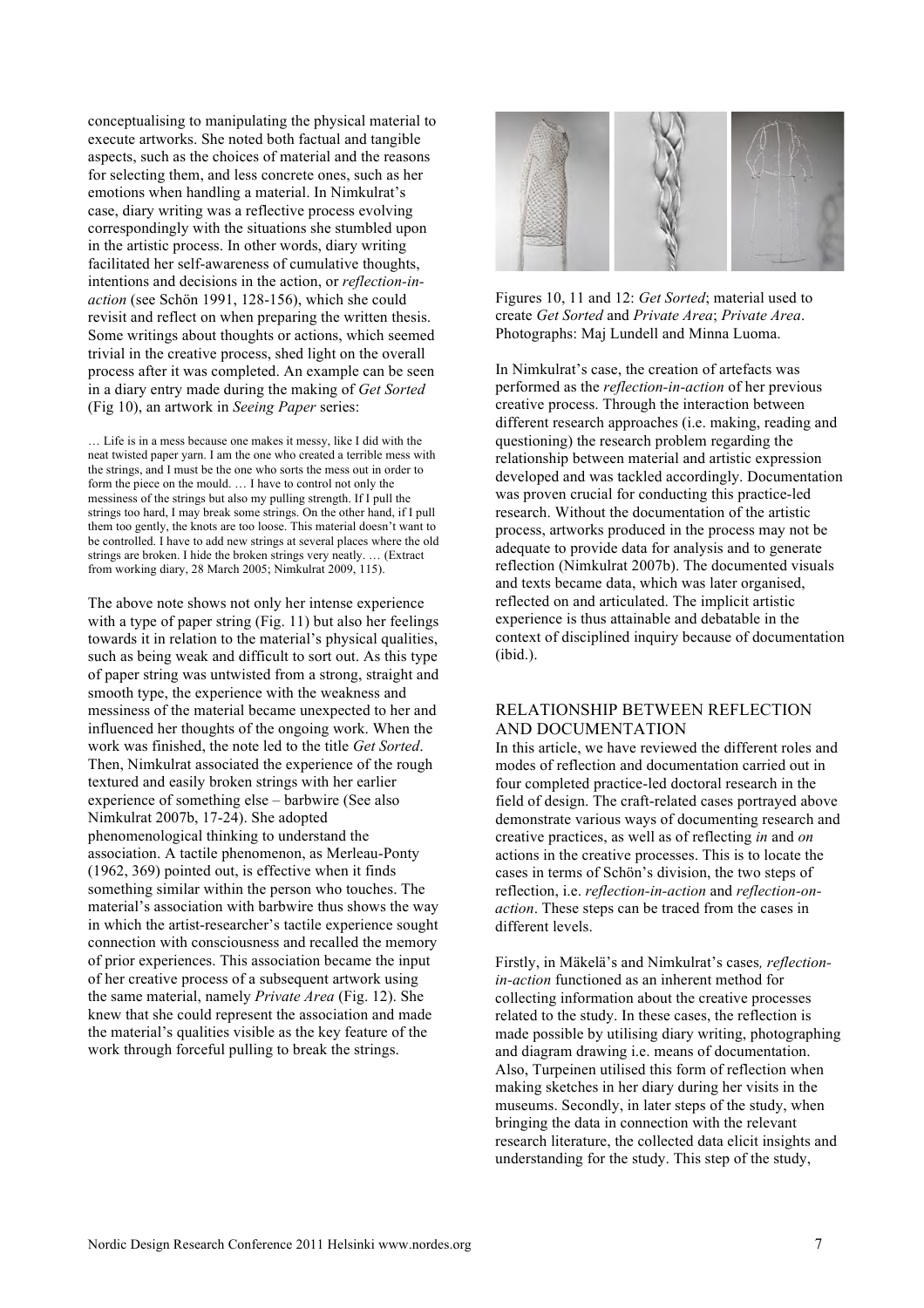conceptualising to manipulating the physical material to execute artworks. She noted both factual and tangible aspects, such as the choices of material and the reasons for selecting them, and less concrete ones, such as her emotions when handling a material. In Nimkulrat's case, diary writing was a reflective process evolving correspondingly with the situations she stumbled upon in the artistic process. In other words, diary writing facilitated her self-awareness of cumulative thoughts, intentions and decisions in the action, or *reflection-in-action* (see Schön 1991, 128-156), which she could revisit and reflect on when preparing the written thesis. Some writings about thoughts or actions, which seemed trivial in the creative process, shed light on the overall process after it was completed. An example can be seen in a diary entry made during the making of *Get Sorted* (Fig 10), an artwork in *Seeing Paper* series:

> … Life is in a mess because one makes it messy, like I did with the neat twisted paper yarn. I am the one who created a terrible mess with the strings, and I must be the one who sorts the mess out in order to form the piece on the mould. … I have to control not only the messiness of the strings but also my pulling strength. If I pull the strings too hard, I may break some strings. On the other hand, if I pull them too gently, the knots are too loose. This material doesn't want to be controlled. I have to add new strings at several places where the old strings are broken. I hide the broken strings very neatly. … (Extract from working diary, 28 March 2005; Nimkulrat 2009, 115).

The above note shows not only her intense experience with a type of paper string (Fig. 11) but also her feelings towards it in relation to the material's physical qualities, such as being weak and difficult to sort out. As this type of paper string was untwisted from a strong, straight and smooth type, the experience with the weakness and messiness of the material became unexpected to her and influenced her thoughts of the ongoing work. When the work was finished, the note led to the title *Get Sorted*. Then, Nimkulrat associated the experience of the rough textured and easily broken strings with her earlier experience of something else – barbwire (See also Nimkulrat 2007b, 17-24). She adopted phenomenological thinking to understand the association. A tactile phenomenon, as Merleau-Ponty (1962, 369) pointed out, is effective when it finds something similar within the person who touches. The material's association with barbwire thus shows the way in which the artist-researcher's tactile experience sought connection with consciousness and recalled the memory of prior experiences. This association became the input of her creative process of a subsequent artwork using the same material, namely *Private Area* (Fig. 12). She knew that she could represent the association and made the material's qualities visible as the key feature of the work through forceful pulling to break the strings.

Figures 10, 11 and 12: *Get Sorted*; material used to create *Get Sorted* and *Private Area*; *Private Area*. Photographs: Maj Lundell and Minna Luoma.

In Nimkulrat's case, the creation of artefacts was performed as the *reflection-in-action* of her previous creative process. Through the interaction between different research approaches (i.e. making, reading and questioning) the research problem regarding the relationship between material and artistic expression developed and was tackled accordingly. Documentation was proven crucial for conducting this practice-led research. Without the documentation of the artistic process, artworks produced in the process may not be adequate to provide data for analysis and to generate reflection (Nimkulrat 2007b). The documented visuals and texts became data, which was later organised, reflected on and articulated. The implicit artistic experience is thus attainable and debatable in the context of disciplined inquiry because of documentation (ibid.).

## RELATIONSHIP BETWEEN REFLECTION AND DOCUMENTATION

In this article, we have reviewed the different roles and modes of reflection and documentation carried out in four completed practice-led doctoral research in the field of design. The craft-related cases portrayed above demonstrate various ways of documenting research and creative practices, as well as of reflecting *in* and *on* actions in the creative processes. This is to locate the cases in terms of Schön's division, the two steps of reflection, i.e. *reflection-in-action* and *reflection-on-action*. These steps can be traced from the cases in different levels.

Firstly, in Mäkelä's and Nimkulrat's cases*, reflection-in-action* functioned as an inherent method for collecting information about the creative processes related to the study. In these cases, the reflection is made possible by utilising diary writing, photographing and diagram drawing i.e. means of documentation. Also, Turpeinen utilised this form of reflection when making sketches in her diary during her visits in the museums. Secondly, in later steps of the study, when bringing the data in connection with the relevant research literature, the collected data elicit insights and understanding for the study. This step of the study,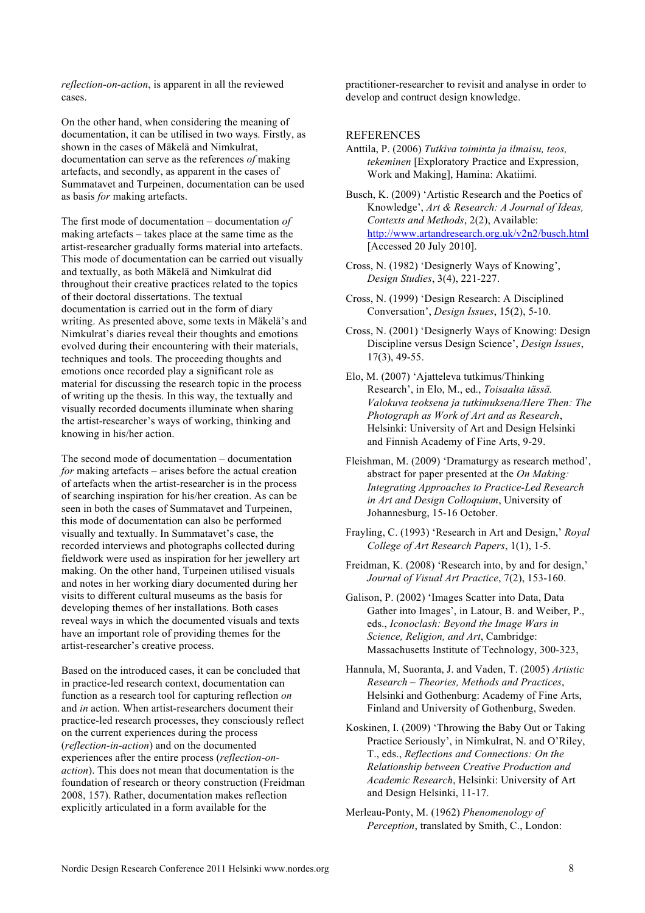*reflection-on-action*, is apparent in all the reviewed cases.

On the other hand, when considering the meaning of documentation, it can be utilised in two ways. Firstly, as shown in the cases of Mäkelä and Nimkulrat, documentation can serve as the references *of* making artefacts, and secondly, as apparent in the cases of Summatavet and Turpeinen, documentation can be used as basis *for* making artefacts.

The first mode of documentation – documentation *of* making artefacts – takes place at the same time as the artist-researcher gradually forms material into artefacts. This mode of documentation can be carried out visually and textually, as both Mäkelä and Nimkulrat did throughout their creative practices related to the topics of their doctoral dissertations. The textual documentation is carried out in the form of diary writing. As presented above, some texts in Mäkelä's and Nimkulrat's diaries reveal their thoughts and emotions evolved during their encountering with their materials, techniques and tools. The proceeding thoughts and emotions once recorded play a significant role as material for discussing the research topic in the process of writing up the thesis. In this way, the textually and visually recorded documents illuminate when sharing the artist-researcher's ways of working, thinking and knowing in his/her action.

The second mode of documentation – documentation *for* making artefacts – arises before the actual creation of artefacts when the artist-researcher is in the process of searching inspiration for his/her creation. As can be seen in both the cases of Summatavet and Turpeinen, this mode of documentation can also be performed visually and textually. In Summatavet's case, the recorded interviews and photographs collected during fieldwork were used as inspiration for her jewellery art making. On the other hand, Turpeinen utilised visuals and notes in her working diary documented during her visits to different cultural museums as the basis for developing themes of her installations. Both cases reveal ways in which the documented visuals and texts have an important role of providing themes for the artist-researcher's creative process.

Based on the introduced cases, it can be concluded that in practice-led research context, documentation can function as a research tool for capturing reflection *on* and *in* action. When artist-researchers document their practice-led research processes, they consciously reflect on the current experiences during the process (*reflection-in-action*) and on the documented experiences after the entire process (*reflection-on-action*). This does not mean that documentation is the foundation of research or theory construction (Freidman 2008, 157). Rather, documentation makes reflection explicitly articulated in a form available for the practitioner-researcher to revisit and analyse in order to develop and contruct design knowledge.

## REFERENCES

Anttila, P. (2006) *Tutkiva toiminta ja ilmaisu, teos, tekeminen* [Exploratory Practice and Expression, Work and Making], Hamina: Akatiimi.

Busch, K. (2009) 'Artistic Research and the Poetics of Knowledge', *Art & Research: A Journal of Ideas, Contexts and Methods*, 2(2), Available: http://www.artandresearch.org.uk/v2n2/busch.html [Accessed 20 July 2010].

Cross, N. (1982) 'Designerly Ways of Knowing', *Design Studies*, 3(4), 221-227.

Cross, N. (1999) 'Design Research: A Disciplined Conversation', *Design Issues*, 15(2), 5-10.

Cross, N. (2001) 'Designerly Ways of Knowing: Design Discipline versus Design Science', *Design Issues*, 17(3), 49-55.

Elo, M. (2007) 'Ajatteleva tutkimus/Thinking Research', in Elo, M., ed., *Toisaalta tässä. Valokuva teoksena ja tutkimuksena/Here Then: The Photograph as Work of Art and as Research*, Helsinki: University of Art and Design Helsinki and Finnish Academy of Fine Arts, 9-29.

Fleishman, M. (2009) 'Dramaturgy as research method', abstract for paper presented at the *On Making: Integrating Approaches to Practice-Led Research in Art and Design Colloquium*, University of Johannesburg, 15-16 October.

Frayling, C. (1993) 'Research in Art and Design,' *Royal College of Art Research Papers*, 1(1), 1-5.

Freidman, K. (2008) 'Research into, by and for design,' *Journal of Visual Art Practice*, 7(2), 153-160.

Galison, P. (2002) 'Images Scatter into Data, Data Gather into Images', in Latour, B. and Weiber, P., eds., *Iconoclash: Beyond the Image Wars in Science, Religion, and Art*, Cambridge: Massachusetts Institute of Technology, 300-323,

Hannula, M, Suoranta, J. and Vaden, T. (2005) *Artistic Research – Theories, Methods and Practices*, Helsinki and Gothenburg: Academy of Fine Arts, Finland and University of Gothenburg, Sweden.

Koskinen, I. (2009) 'Throwing the Baby Out or Taking Practice Seriously', in Nimkulrat, N. and O'Riley, T., eds., *Reflections and Connections: On the Relationship between Creative Production and Academic Research*, Helsinki: University of Art and Design Helsinki, 11-17.

Merleau-Ponty, M. (1962) *Phenomenology of Perception*, translated by Smith, C., London: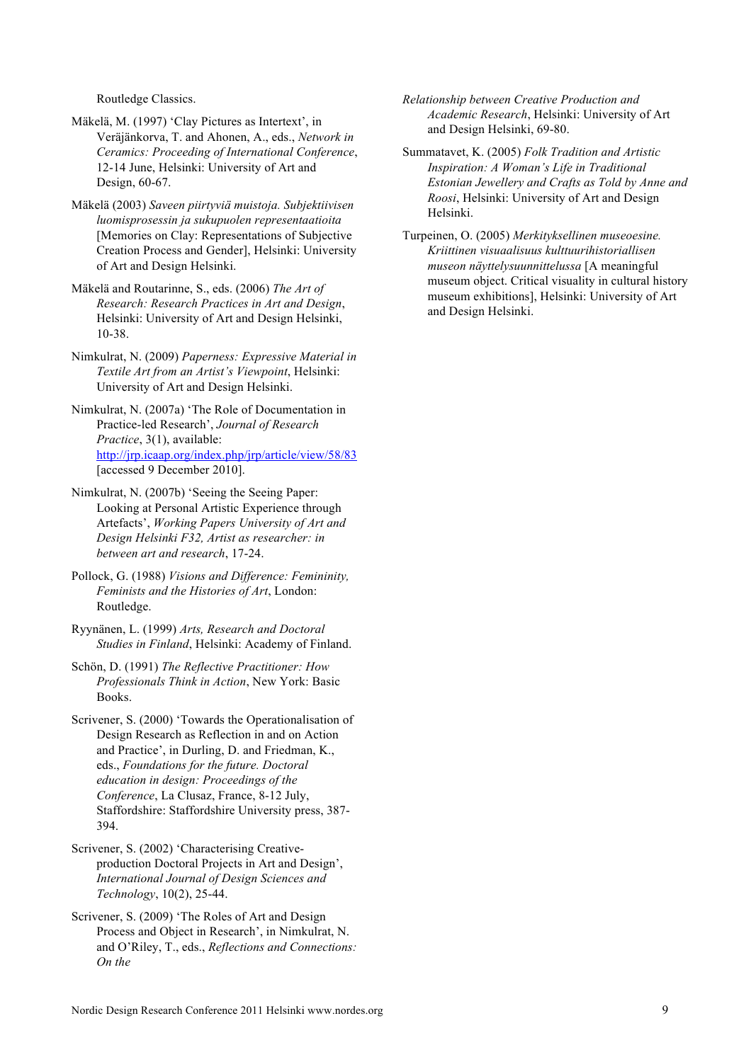Routledge Classics.

Mäkelä, M. (1997) 'Clay Pictures as Intertext', in Veräjänkorva, T. and Ahonen, A., eds., *Network in Ceramics: Proceeding of International Conference*, 12-14 June, Helsinki: University of Art and Design, 60-67.

Mäkelä (2003) *Saveen piirtyviä muistoja. Subjektiivisen luomisprosessin ja sukupuolen representaatioita* [Memories on Clay: Representations of Subjective Creation Process and Gender], Helsinki: University of Art and Design Helsinki.

Mäkelä and Routarinne, S., eds. (2006) *The Art of Research: Research Practices in Art and Design*, Helsinki: University of Art and Design Helsinki, 10-38.

Nimkulrat, N. (2009) *Paperness: Expressive Material in Textile Art from an Artist's Viewpoint*, Helsinki: University of Art and Design Helsinki.

Nimkulrat, N. (2007a) 'The Role of Documentation in Practice-led Research', *Journal of Research Practice*, 3(1), available: http://jrp.icaap.org/index.php/jrp/article/view/58/83 [accessed 9 December 2010].

Nimkulrat, N. (2007b) 'Seeing the Seeing Paper: Looking at Personal Artistic Experience through Artefacts', *Working Papers University of Art and Design Helsinki F32, Artist as researcher: in between art and research*, 17-24.

Pollock, G. (1988) *Visions and Difference: Femininity, Feminists and the Histories of Art*, London: Routledge.

Ryynänen, L. (1999) *Arts, Research and Doctoral Studies in Finland*, Helsinki: Academy of Finland.

Schön, D. (1991) *The Reflective Practitioner: How Professionals Think in Action*, New York: Basic Books.

Scrivener, S. (2000) 'Towards the Operationalisation of Design Research as Reflection in and on Action and Practice', in Durling, D. and Friedman, K., eds., *Foundations for the future. Doctoral education in design: Proceedings of the Conference*, La Clusaz, France, 8-12 July, Staffordshire: Staffordshire University press, 387-394.

Scrivener, S. (2002) 'Characterising Creative-production Doctoral Projects in Art and Design', *International Journal of Design Sciences and Technology*, 10(2), 25-44.

Scrivener, S. (2009) 'The Roles of Art and Design Process and Object in Research', in Nimkulrat, N. and O'Riley, T., eds., *Reflections and Connections: On the Relationship between Creative Production and Academic Research*, Helsinki: University of Art and Design Helsinki, 69-80.

Summatavet, K. (2005) *Folk Tradition and Artistic Inspiration: A Woman's Life in Traditional Estonian Jewellery and Crafts as Told by Anne and Roosi*, Helsinki: University of Art and Design Helsinki.

Turpeinen, O. (2005) *Merkityksellinen museoesine. Kriittinen visuaalisuus kulttuurihistoriallisen museon näyttelysuunnittelussa* [A meaningful museum object. Critical visuality in cultural history museum exhibitions], Helsinki: University of Art and Design Helsinki.